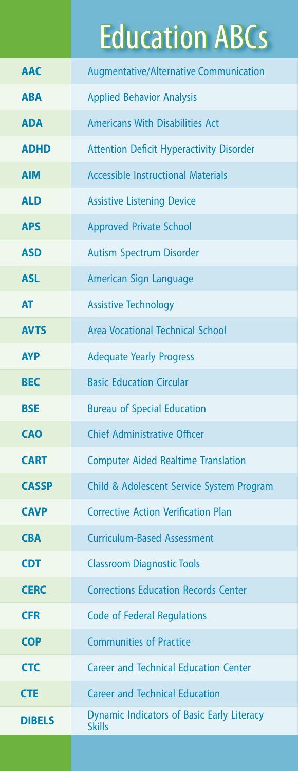# Education ABCs

| | |
|---|---|
| **AAC** | Augmentative/Alternative Communication |
| **ABA** | Applied Behavior Analysis |
| **ADA** | Americans With Disabilities Act |
| **ADHD** | Attention Deficit Hyperactivity Disorder |
| **AIM** | Accessible Instructional Materials |
| **ALD** | Assistive Listening Device |
| **APS** | Approved Private School |
| **ASD** | Autism Spectrum Disorder |
| **ASL** | American Sign Language |
| **AT** | Assistive Technology |
| **AVTS** | Area Vocational Technical School |
| **AYP** | Adequate Yearly Progress |
| **BEC** | Basic Education Circular |
| **BSE** | Bureau of Special Education |
| **CAO** | Chief Administrative Officer |
| **CART** | Computer Aided Realtime Translation |
| **CASSP** | Child & Adolescent Service System Program |
| **CAVP** | Corrective Action Verification Plan |
| **CBA** | Curriculum-Based Assessment |
| **CDT** | Classroom Diagnostic Tools |
| **CERC** | Corrections Education Records Center |
| **CFR** | Code of Federal Regulations |
| **COP** | Communities of Practice |
| **CTC** | Career and Technical Education Center |
| **CTE** | Career and Technical Education |
| **DIBELS** | Dynamic Indicators of Basic Early Literacy Skills |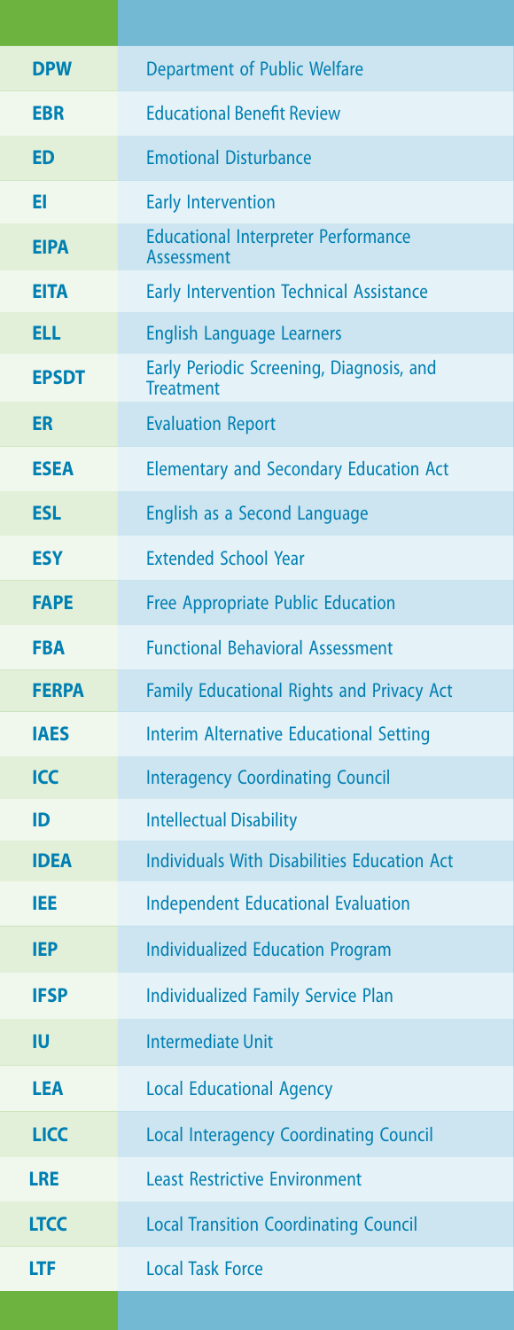| | |
|---|---|
| **DPW** | Department of Public Welfare |
| **EBR** | Educational Benefit Review |
| **ED** | Emotional Disturbance |
| **EI** | Early Intervention |
| **EIPA** | Educational Interpreter Performance Assessment |
| **EITA** | Early Intervention Technical Assistance |
| **ELL** | English Language Learners |
| **EPSDT** | Early Periodic Screening, Diagnosis, and Treatment |
| **ER** | Evaluation Report |
| **ESEA** | Elementary and Secondary Education Act |
| **ESL** | English as a Second Language |
| **ESY** | Extended School Year |
| **FAPE** | Free Appropriate Public Education |
| **FBA** | Functional Behavioral Assessment |
| **FERPA** | Family Educational Rights and Privacy Act |
| **IAES** | Interim Alternative Educational Setting |
| **ICC** | Interagency Coordinating Council |
| **ID** | Intellectual Disability |
| **IDEA** | Individuals With Disabilities Education Act |
| **IEE** | Independent Educational Evaluation |
| **IEP** | Individualized Education Program |
| **IFSP** | Individualized Family Service Plan |
| **IU** | Intermediate Unit |
| **LEA** | Local Educational Agency |
| **LICC** | Local Interagency Coordinating Council |
| **LRE** | Least Restrictive Environment |
| **LTCC** | Local Transition Coordinating Council |
| **LTF** | Local Task Force |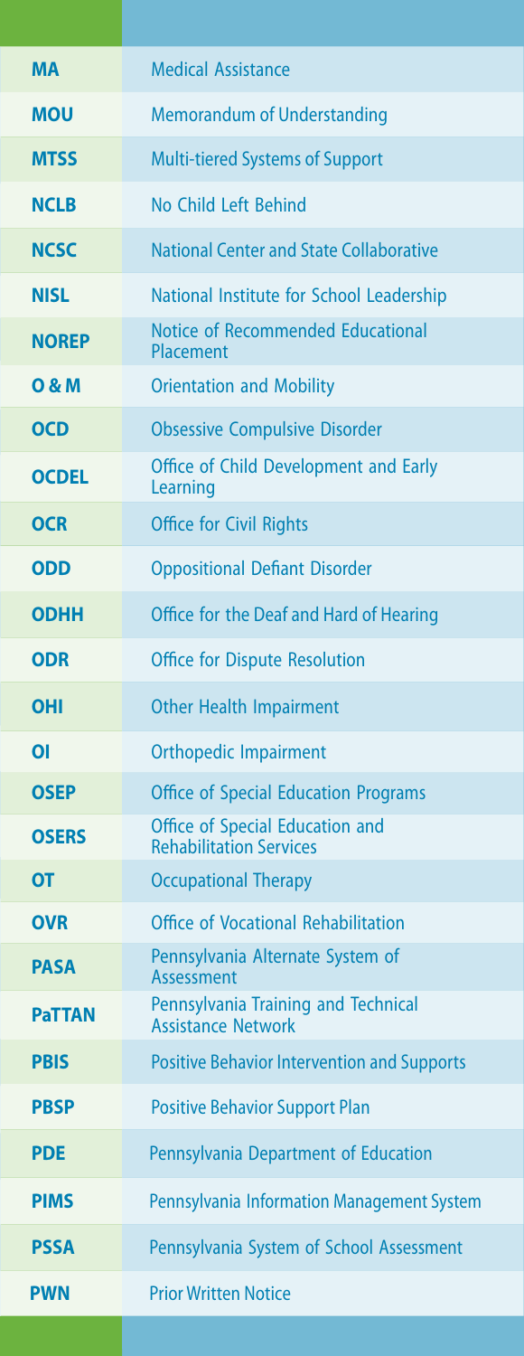| | |
|---|---|
| **MA** | Medical Assistance |
| **MOU** | Memorandum of Understanding |
| **MTSS** | Multi-tiered Systems of Support |
| **NCLB** | No Child Left Behind |
| **NCSC** | National Center and State Collaborative |
| **NISL** | National Institute for School Leadership |
| **NOREP** | Notice of Recommended Educational Placement |
| **O & M** | Orientation and Mobility |
| **OCD** | Obsessive Compulsive Disorder |
| **OCDEL** | Office of Child Development and Early Learning |
| **OCR** | Office for Civil Rights |
| **ODD** | Oppositional Defiant Disorder |
| **ODHH** | Office for the Deaf and Hard of Hearing |
| **ODR** | Office for Dispute Resolution |
| **OHI** | Other Health Impairment |
| **OI** | Orthopedic Impairment |
| **OSEP** | Office of Special Education Programs |
| **OSERS** | Office of Special Education and Rehabilitation Services |
| **OT** | Occupational Therapy |
| **OVR** | Office of Vocational Rehabilitation |
| **PASA** | Pennsylvania Alternate System of Assessment |
| **PaTTAN** | Pennsylvania Training and Technical Assistance Network |
| **PBIS** | Positive Behavior Intervention and Supports |
| **PBSP** | Positive Behavior Support Plan |
| **PDE** | Pennsylvania Department of Education |
| **PIMS** | Pennsylvania Information Management System |
| **PSSA** | Pennsylvania System of School Assessment |
| **PWN** | Prior Written Notice |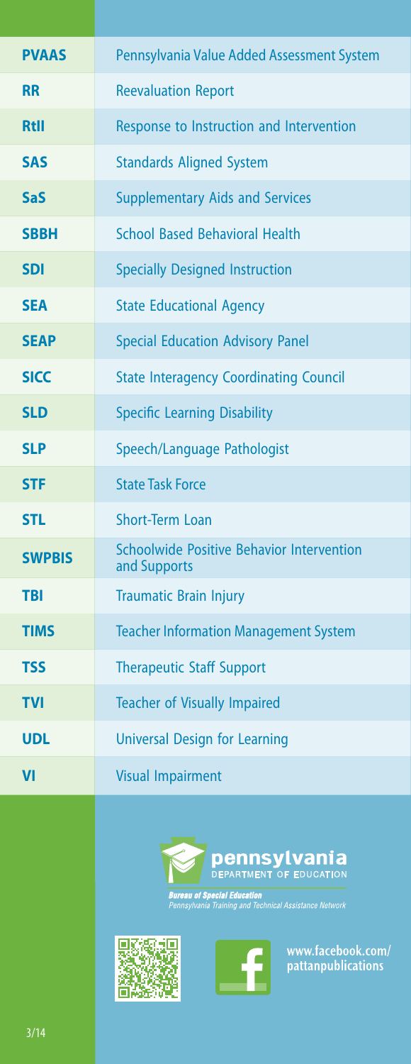| | |
|---|---|
| **PVAAS** | Pennsylvania Value Added Assessment System |
| **RR** | Reevaluation Report |
| **RtII** | Response to Instruction and Intervention |
| **SAS** | Standards Aligned System |
| **SaS** | Supplementary Aids and Services |
| **SBBH** | School Based Behavioral Health |
| **SDI** | Specially Designed Instruction |
| **SEA** | State Educational Agency |
| **SEAP** | Special Education Advisory Panel |
| **SICC** | State Interagency Coordinating Council |
| **SLD** | Specific Learning Disability |
| **SLP** | Speech/Language Pathologist |
| **STF** | State Task Force |
| **STL** | Short-Term Loan |
| **SWPBIS** | Schoolwide Positive Behavior Intervention and Supports |
| **TBI** | Traumatic Brain Injury |
| **TIMS** | Teacher Information Management System |
| **TSS** | Therapeutic Staff Support |
| **TVI** | Teacher of Visually Impaired |
| **UDL** | Universal Design for Learning |
| **VI** | Visual Impairment |

pennsylvania
DEPARTMENT OF EDUCATION

*Bureau of Special Education*
*Pennsylvania Training and Technical Assistance Network*

www.facebook.com/pattanpublications

3/14